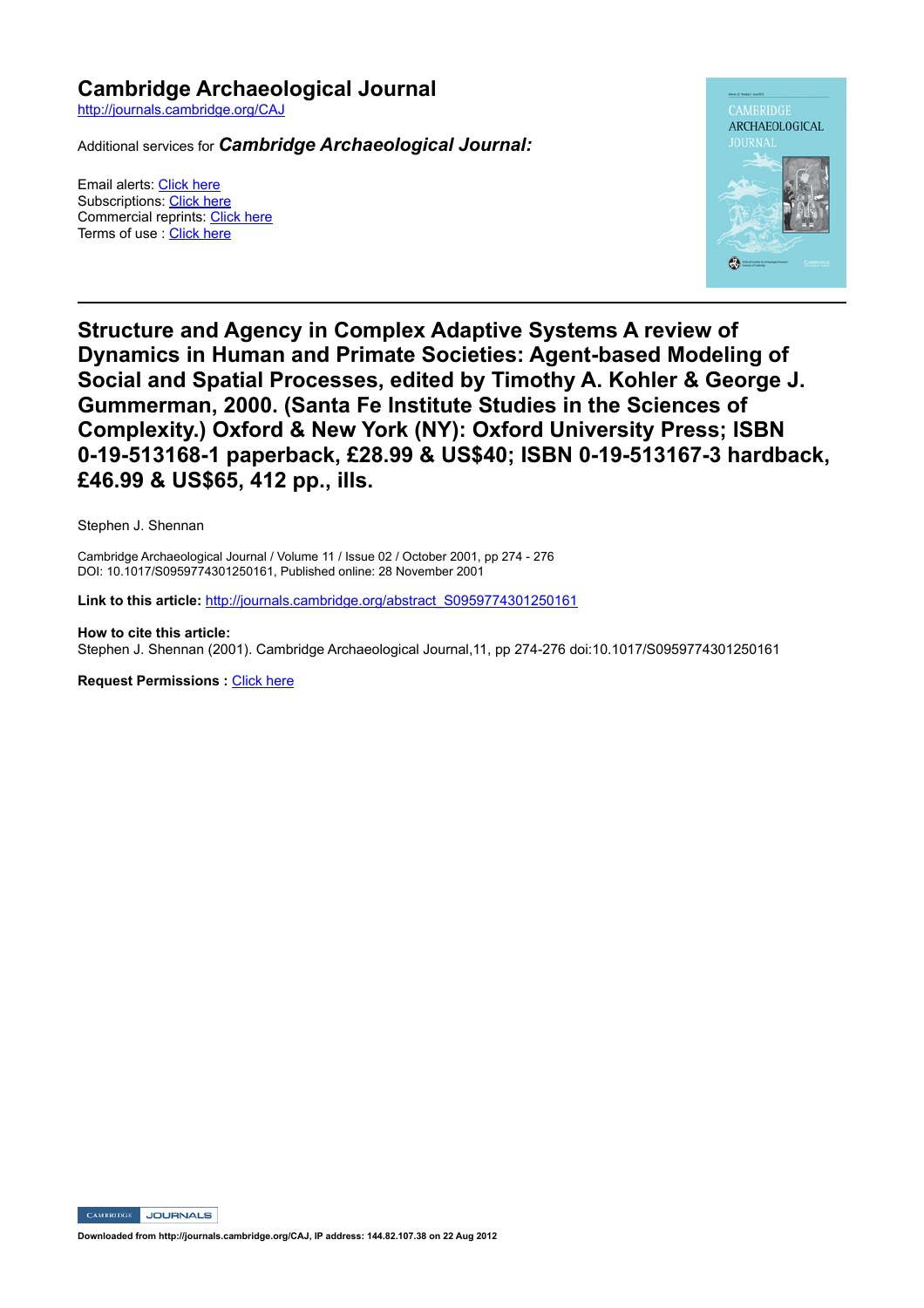# Cambridge Archaeological Journal

http://journals.cambridge.org/CAJ

Additional services for ***Cambridge Archaeological Journal:***

Email alerts: Click here
Subscriptions: Click here
Commercial reprints: Click here
Terms of use : Click here

## Structure and Agency in Complex Adaptive Systems A review of Dynamics in Human and Primate Societies: Agent-based Modeling of Social and Spatial Processes, edited by Timothy A. Kohler & George J. Gummerman, 2000. (Santa Fe Institute Studies in the Sciences of Complexity.) Oxford & New York (NY): Oxford University Press; ISBN 0-19-513168-1 paperback, £28.99 & US$40; ISBN 0-19-513167-3 hardback, £46.99 & US$65, 412 pp., ills.

Stephen J. Shennan

Cambridge Archaeological Journal / Volume 11 / Issue 02 / October 2001, pp 274 - 276
DOI: 10.1017/S0959774301250161, Published online: 28 November 2001

**Link to this article:** http://journals.cambridge.org/abstract_S0959774301250161

**How to cite this article:**
Stephen J. Shennan (2001). Cambridge Archaeological Journal,11, pp 274-276 doi:10.1017/S0959774301250161

**Request Permissions :** Click here

**Downloaded from http://journals.cambridge.org/CAJ, IP address: 144.82.107.38 on 22 Aug 2012**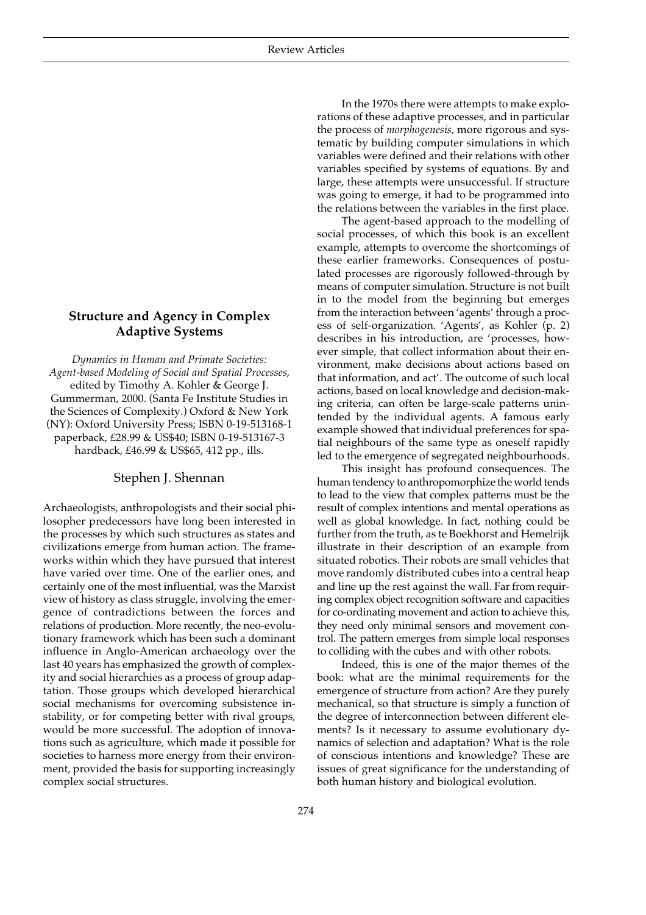## Structure and Agency in Complex Adaptive Systems

*Dynamics in Human and Primate Societies: Agent-based Modeling of Social and Spatial Processes*, edited by Timothy A. Kohler & George J. Gummerman, 2000. (Santa Fe Institute Studies in the Sciences of Complexity.) Oxford & New York (NY): Oxford University Press; ISBN 0-19-513168-1 paperback, £28.99 & US$40; ISBN 0-19-513167-3 hardback, £46.99 & US$65, 412 pp., ills.

Stephen J. Shennan

Archaeologists, anthropologists and their social philosopher predecessors have long been interested in the processes by which such structures as states and civilizations emerge from human action. The frameworks within which they have pursued that interest have varied over time. One of the earlier ones, and certainly one of the most influential, was the Marxist view of history as class struggle, involving the emergence of contradictions between the forces and relations of production. More recently, the neo-evolutionary framework which has been such a dominant influence in Anglo-American archaeology over the last 40 years has emphasized the growth of complexity and social hierarchies as a process of group adaptation. Those groups which developed hierarchical social mechanisms for overcoming subsistence instability, or for competing better with rival groups, would be more successful. The adoption of innovations such as agriculture, which made it possible for societies to harness more energy from their environment, provided the basis for supporting increasingly complex social structures.

In the 1970s there were attempts to make explorations of these adaptive processes, and in particular the process of *morphogenesis*, more rigorous and systematic by building computer simulations in which variables were defined and their relations with other variables specified by systems of equations. By and large, these attempts were unsuccessful. If structure was going to emerge, it had to be programmed into the relations between the variables in the first place.

The agent-based approach to the modelling of social processes, of which this book is an excellent example, attempts to overcome the shortcomings of these earlier frameworks. Consequences of postulated processes are rigorously followed-through by means of computer simulation. Structure is not built in to the model from the beginning but emerges from the interaction between 'agents' through a process of self-organization. 'Agents', as Kohler (p. 2) describes in his introduction, are 'processes, however simple, that collect information about their environment, make decisions about actions based on that information, and act'. The outcome of such local actions, based on local knowledge and decision-making criteria, can often be large-scale patterns unintended by the individual agents. A famous early example showed that individual preferences for spatial neighbours of the same type as oneself rapidly led to the emergence of segregated neighbourhoods.

This insight has profound consequences. The human tendency to anthropomorphize the world tends to lead to the view that complex patterns must be the result of complex intentions and mental operations as well as global knowledge. In fact, nothing could be further from the truth, as te Boekhorst and Hemelrijk illustrate in their description of an example from situated robotics. Their robots are small vehicles that move randomly distributed cubes into a central heap and line up the rest against the wall. Far from requiring complex object recognition software and capacities for co-ordinating movement and action to achieve this, they need only minimal sensors and movement control. The pattern emerges from simple local responses to colliding with the cubes and with other robots.

Indeed, this is one of the major themes of the book: what are the minimal requirements for the emergence of structure from action? Are they purely mechanical, so that structure is simply a function of the degree of interconnection between different elements? Is it necessary to assume evolutionary dynamics of selection and adaptation? What is the role of conscious intentions and knowledge? These are issues of great significance for the understanding of both human history and biological evolution.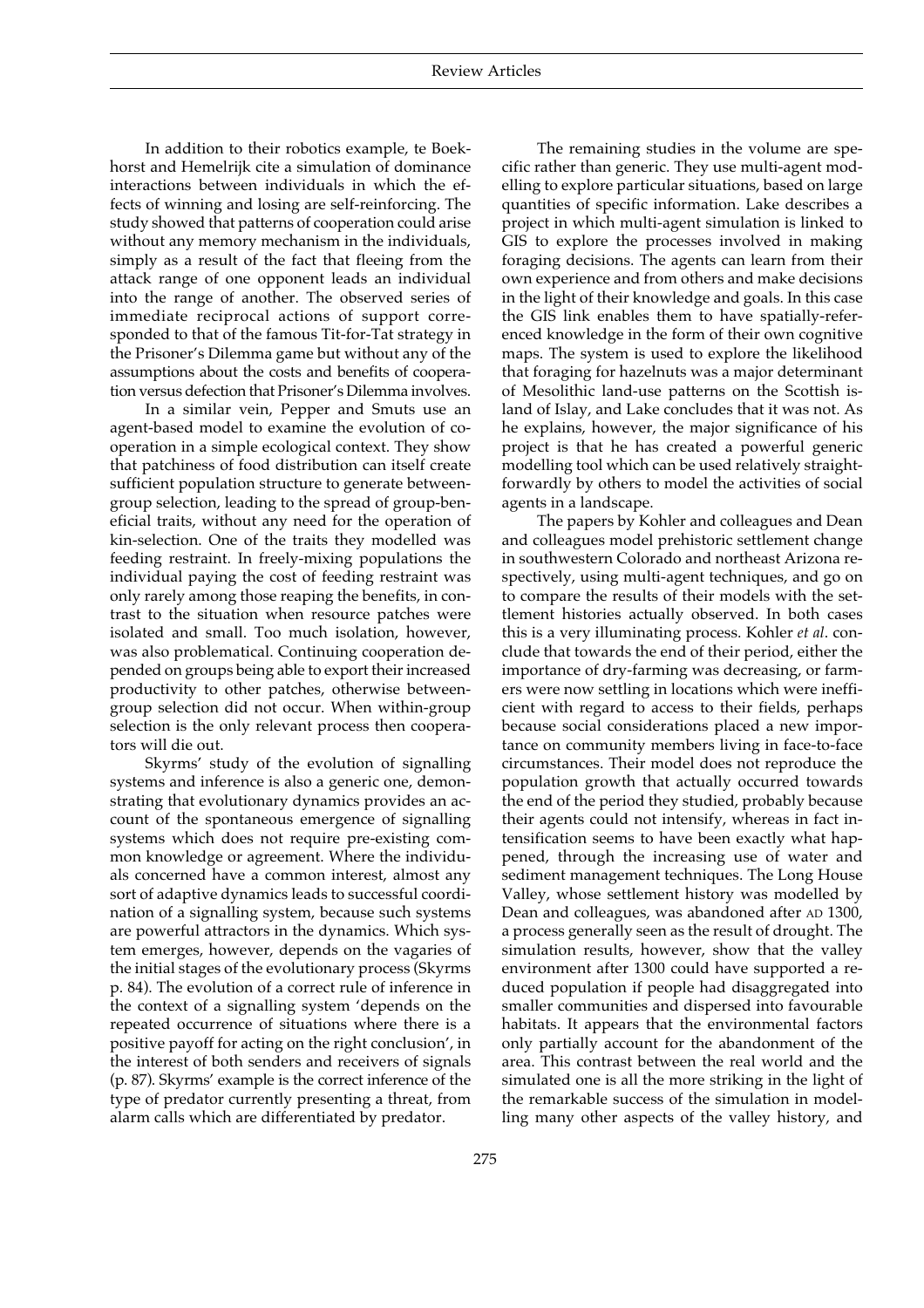In addition to their robotics example, te Boekhorst and Hemelrijk cite a simulation of dominance interactions between individuals in which the effects of winning and losing are self-reinforcing. The study showed that patterns of cooperation could arise without any memory mechanism in the individuals, simply as a result of the fact that fleeing from the attack range of one opponent leads an individual into the range of another. The observed series of immediate reciprocal actions of support corresponded to that of the famous Tit-for-Tat strategy in the Prisoner's Dilemma game but without any of the assumptions about the costs and benefits of cooperation versus defection that Prisoner's Dilemma involves.

In a similar vein, Pepper and Smuts use an agent-based model to examine the evolution of cooperation in a simple ecological context. They show that patchiness of food distribution can itself create sufficient population structure to generate between-group selection, leading to the spread of group-beneficial traits, without any need for the operation of kin-selection. One of the traits they modelled was feeding restraint. In freely-mixing populations the individual paying the cost of feeding restraint was only rarely among those reaping the benefits, in contrast to the situation when resource patches were isolated and small. Too much isolation, however, was also problematical. Continuing cooperation depended on groups being able to export their increased productivity to other patches, otherwise between-group selection did not occur. When within-group selection is the only relevant process then cooperators will die out.

Skyrms' study of the evolution of signalling systems and inference is also a generic one, demonstrating that evolutionary dynamics provides an account of the spontaneous emergence of signalling systems which does not require pre-existing common knowledge or agreement. Where the individuals concerned have a common interest, almost any sort of adaptive dynamics leads to successful coordination of a signalling system, because such systems are powerful attractors in the dynamics. Which system emerges, however, depends on the vagaries of the initial stages of the evolutionary process (Skyrms p. 84). The evolution of a correct rule of inference in the context of a signalling system 'depends on the repeated occurrence of situations where there is a positive payoff for acting on the right conclusion', in the interest of both senders and receivers of signals (p. 87). Skyrms' example is the correct inference of the type of predator currently presenting a threat, from alarm calls which are differentiated by predator.

The remaining studies in the volume are specific rather than generic. They use multi-agent modelling to explore particular situations, based on large quantities of specific information. Lake describes a project in which multi-agent simulation is linked to GIS to explore the processes involved in making foraging decisions. The agents can learn from their own experience and from others and make decisions in the light of their knowledge and goals. In this case the GIS link enables them to have spatially-referenced knowledge in the form of their own cognitive maps. The system is used to explore the likelihood that foraging for hazelnuts was a major determinant of Mesolithic land-use patterns on the Scottish island of Islay, and Lake concludes that it was not. As he explains, however, the major significance of his project is that he has created a powerful generic modelling tool which can be used relatively straightforwardly by others to model the activities of social agents in a landscape.

The papers by Kohler and colleagues and Dean and colleagues model prehistoric settlement change in southwestern Colorado and northeast Arizona respectively, using multi-agent techniques, and go on to compare the results of their models with the settlement histories actually observed. In both cases this is a very illuminating process. Kohler *et al.* conclude that towards the end of their period, either the importance of dry-farming was decreasing, or farmers were now settling in locations which were inefficient with regard to access to their fields, perhaps because social considerations placed a new importance on community members living in face-to-face circumstances. Their model does not reproduce the population growth that actually occurred towards the end of the period they studied, probably because their agents could not intensify, whereas in fact intensification seems to have been exactly what happened, through the increasing use of water and sediment management techniques. The Long House Valley, whose settlement history was modelled by Dean and colleagues, was abandoned after AD 1300, a process generally seen as the result of drought. The simulation results, however, show that the valley environment after 1300 could have supported a reduced population if people had disaggregated into smaller communities and dispersed into favourable habitats. It appears that the environmental factors only partially account for the abandonment of the area. This contrast between the real world and the simulated one is all the more striking in the light of the remarkable success of the simulation in modelling many other aspects of the valley history, and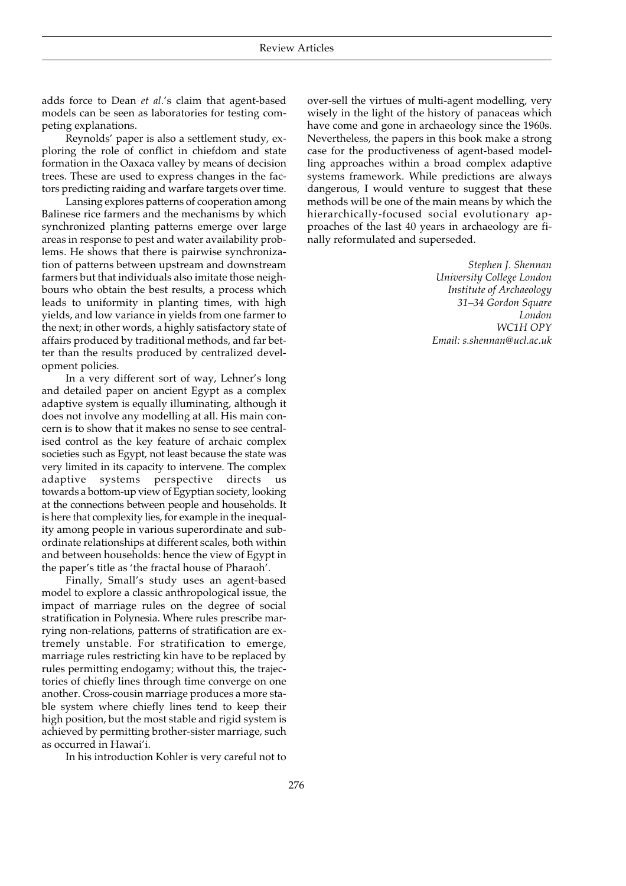adds force to Dean *et al*.'s claim that agent-based models can be seen as laboratories for testing competing explanations.

Reynolds' paper is also a settlement study, exploring the role of conflict in chiefdom and state formation in the Oaxaca valley by means of decision trees. These are used to express changes in the factors predicting raiding and warfare targets over time.

Lansing explores patterns of cooperation among Balinese rice farmers and the mechanisms by which synchronized planting patterns emerge over large areas in response to pest and water availability problems. He shows that there is pairwise synchronization of patterns between upstream and downstream farmers but that individuals also imitate those neighbours who obtain the best results, a process which leads to uniformity in planting times, with high yields, and low variance in yields from one farmer to the next; in other words, a highly satisfactory state of affairs produced by traditional methods, and far better than the results produced by centralized development policies.

In a very different sort of way, Lehner's long and detailed paper on ancient Egypt as a complex adaptive system is equally illuminating, although it does not involve any modelling at all. His main concern is to show that it makes no sense to see centralised control as the key feature of archaic complex societies such as Egypt, not least because the state was very limited in its capacity to intervene. The complex adaptive systems perspective directs us towards a bottom-up view of Egyptian society, looking at the connections between people and households. It is here that complexity lies, for example in the inequality among people in various superordinate and subordinate relationships at different scales, both within and between households: hence the view of Egypt in the paper's title as 'the fractal house of Pharaoh'.

Finally, Small's study uses an agent-based model to explore a classic anthropological issue, the impact of marriage rules on the degree of social stratification in Polynesia. Where rules prescribe marrying non-relations, patterns of stratification are extremely unstable. For stratification to emerge, marriage rules restricting kin have to be replaced by rules permitting endogamy; without this, the trajectories of chiefly lines through time converge on one another. Cross-cousin marriage produces a more stable system where chiefly lines tend to keep their high position, but the most stable and rigid system is achieved by permitting brother-sister marriage, such as occurred in Hawai'i.

In his introduction Kohler is very careful not to over-sell the virtues of multi-agent modelling, very wisely in the light of the history of panaceas which have come and gone in archaeology since the 1960s. Nevertheless, the papers in this book make a strong case for the productiveness of agent-based modelling approaches within a broad complex adaptive systems framework. While predictions are always dangerous, I would venture to suggest that these methods will be one of the main means by which the hierarchically-focused social evolutionary approaches of the last 40 years in archaeology are finally reformulated and superseded.

*Stephen J. Shennan*
*University College London*
*Institute of Archaeology*
*31–34 Gordon Square*
*London*
*WC1H OPY*
*Email: s.shennan@ucl.ac.uk*